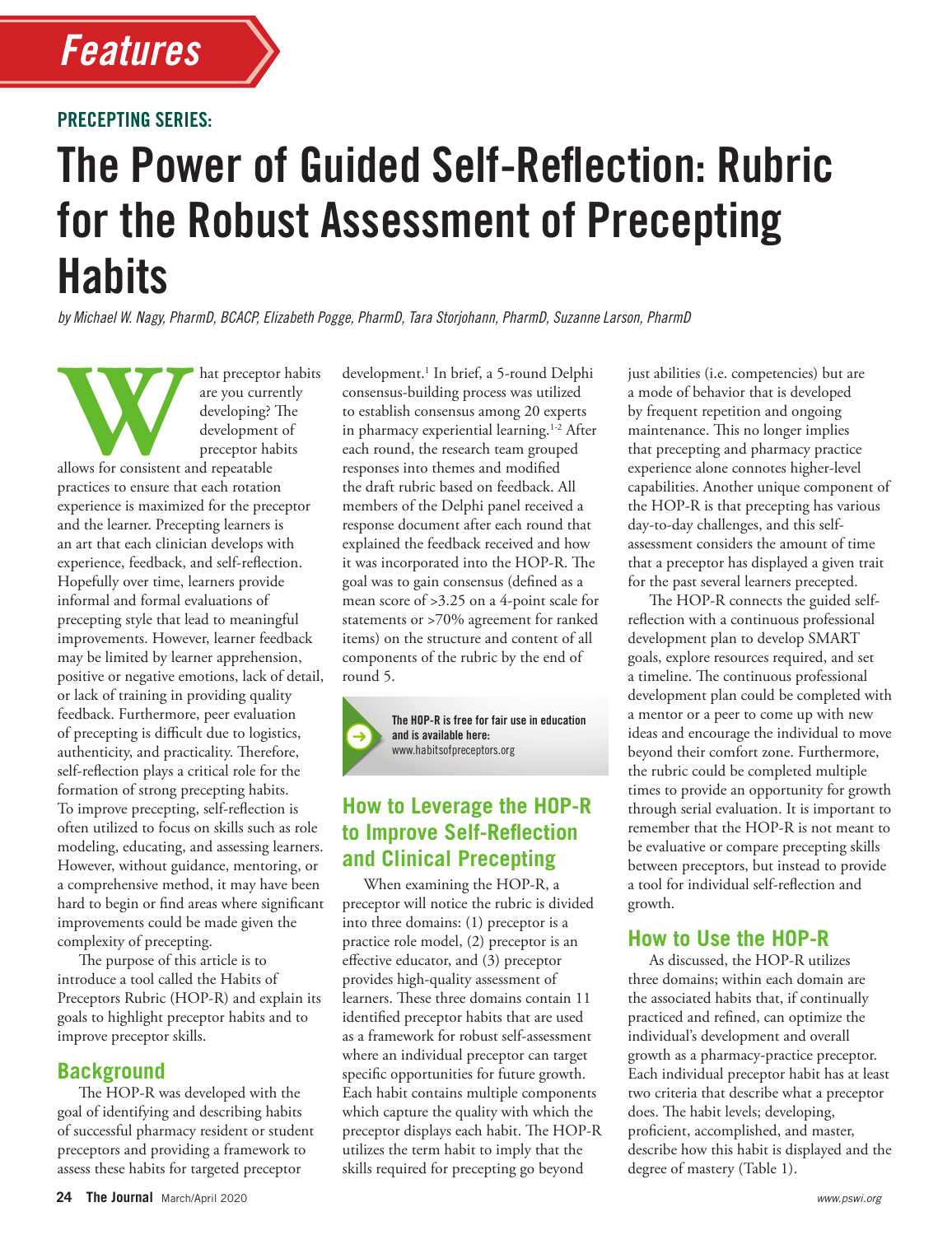Features

PRECEPTING SERIES:

# The Power of Guided Self-Reflection: Rubric for the Robust Assessment of Precepting Habits

*by Michael W. Nagy, PharmD, BCACP, Elizabeth Pogge, PharmD, Tara Storjohann, PharmD, Suzanne Larson, PharmD*

What preceptor habits are you currently developing? The development of preceptor habits allows for consistent and repeatable practices to ensure that each rotation experience is maximized for the preceptor and the learner. Precepting learners is an art that each clinician develops with experience, feedback, and self-reflection. Hopefully over time, learners provide informal and formal evaluations of precepting style that lead to meaningful improvements. However, learner feedback may be limited by learner apprehension, positive or negative emotions, lack of detail, or lack of training in providing quality feedback. Furthermore, peer evaluation of precepting is difficult due to logistics, authenticity, and practicality. Therefore, self-reflection plays a critical role for the formation of strong precepting habits. To improve precepting, self-reflection is often utilized to focus on skills such as role modeling, educating, and assessing learners. However, without guidance, mentoring, or a comprehensive method, it may have been hard to begin or find areas where significant improvements could be made given the complexity of precepting.

The purpose of this article is to introduce a tool called the Habits of Preceptors Rubric (HOP-R) and explain its goals to highlight preceptor habits and to improve preceptor skills.

## Background

The HOP-R was developed with the goal of identifying and describing habits of successful pharmacy resident or student preceptors and providing a framework to assess these habits for targeted preceptor development.[1] In brief, a 5-round Delphi consensus-building process was utilized to establish consensus among 20 experts in pharmacy experiential learning.[1-2] After each round, the research team grouped responses into themes and modified the draft rubric based on feedback. All members of the Delphi panel received a response document after each round that explained the feedback received and how it was incorporated into the HOP-R. The goal was to gain consensus (defined as a mean score of >3.25 on a 4-point scale for statements or >70% agreement for ranked items) on the structure and content of all components of the rubric by the end of round 5.

**The HOP-R is free for fair use in education and is available here:**
www.habitsofpreceptors.org

## How to Leverage the HOP-R to Improve Self-Reflection and Clinical Precepting

When examining the HOP-R, a preceptor will notice the rubric is divided into three domains: (1) preceptor is a practice role model, (2) preceptor is an effective educator, and (3) preceptor provides high-quality assessment of learners. These three domains contain 11 identified preceptor habits that are used as a framework for robust self-assessment where an individual preceptor can target specific opportunities for future growth. Each habit contains multiple components which capture the quality with which the preceptor displays each habit. The HOP-R utilizes the term habit to imply that the skills required for precepting go beyond just abilities (i.e. competencies) but are a mode of behavior that is developed by frequent repetition and ongoing maintenance. This no longer implies that precepting and pharmacy practice experience alone connotes higher-level capabilities. Another unique component of the HOP-R is that precepting has various day-to-day challenges, and this self-assessment considers the amount of time that a preceptor has displayed a given trait for the past several learners precepted.

The HOP-R connects the guided self-reflection with a continuous professional development plan to develop SMART goals, explore resources required, and set a timeline. The continuous professional development plan could be completed with a mentor or a peer to come up with new ideas and encourage the individual to move beyond their comfort zone. Furthermore, the rubric could be completed multiple times to provide an opportunity for growth through serial evaluation. It is important to remember that the HOP-R is not meant to be evaluative or compare precepting skills between preceptors, but instead to provide a tool for individual self-reflection and growth.

## How to Use the HOP-R

As discussed, the HOP-R utilizes three domains; within each domain are the associated habits that, if continually practiced and refined, can optimize the individual's development and overall growth as a pharmacy-practice preceptor. Each individual preceptor habit has at least two criteria that describe what a preceptor does. The habit levels; developing, proficient, accomplished, and master, describe how this habit is displayed and the degree of mastery (Table 1).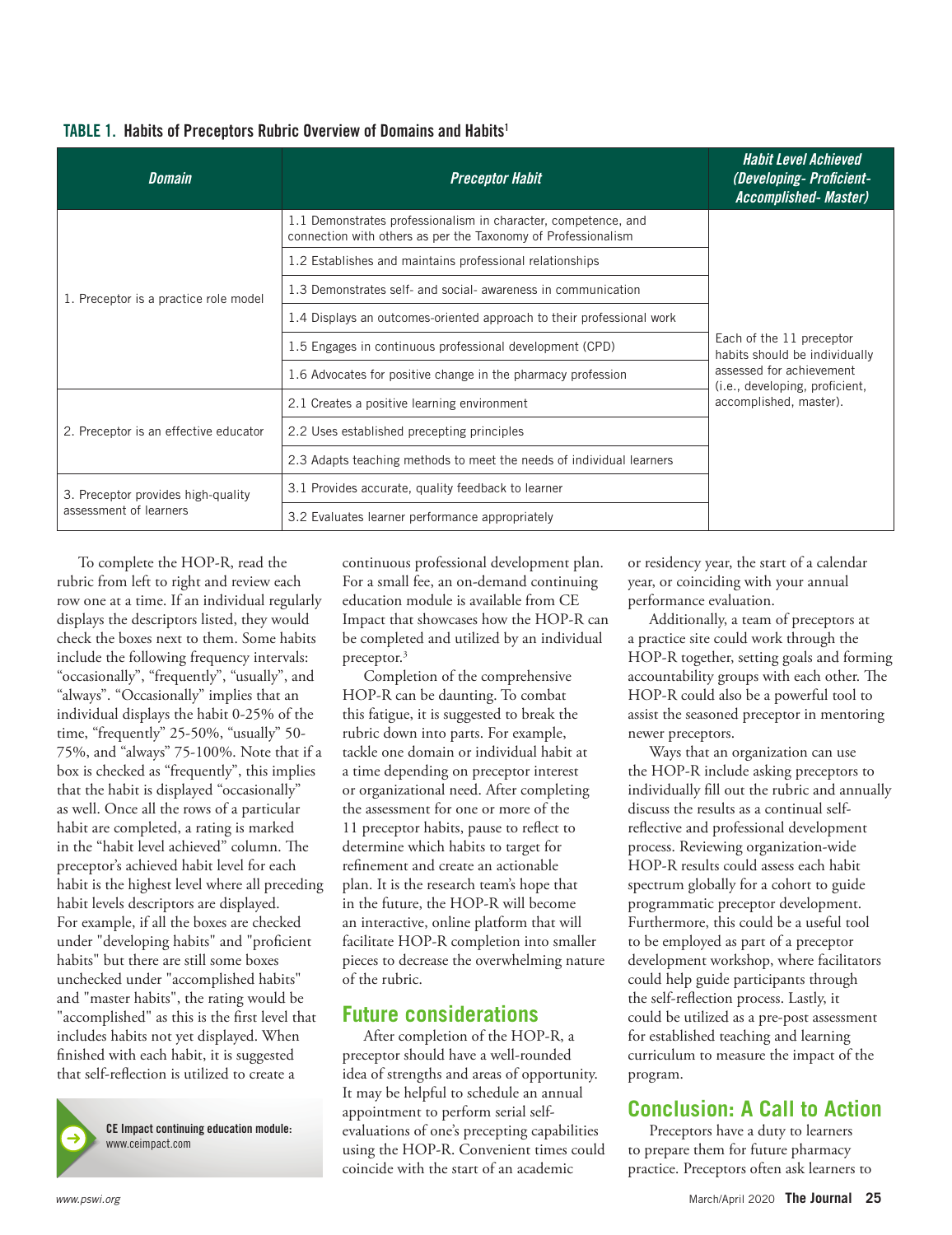**TABLE 1. Habits of Preceptors Rubric Overview of Domains and Habits**[1]

| Domain | Preceptor Habit | Habit Level Achieved (Developing- Proficient- Accomplished- Master) |
|---|---|---|
| 1. Preceptor is a practice role model | 1.1 Demonstrates professionalism in character, competence, and connection with others as per the Taxonomy of Professionalism | Each of the 11 preceptor habits should be individually assessed for achievement (i.e., developing, proficient, accomplished, master). |
| | 1.2 Establishes and maintains professional relationships | |
| | 1.3 Demonstrates self- and social- awareness in communication | |
| | 1.4 Displays an outcomes-oriented approach to their professional work | |
| | 1.5 Engages in continuous professional development (CPD) | |
| | 1.6 Advocates for positive change in the pharmacy profession | |
| 2. Preceptor is an effective educator | 2.1 Creates a positive learning environment | |
| | 2.2 Uses established precepting principles | |
| | 2.3 Adapts teaching methods to meet the needs of individual learners | |
| 3. Preceptor provides high-quality assessment of learners | 3.1 Provides accurate, quality feedback to learner | |
| | 3.2 Evaluates learner performance appropriately | |

To complete the HOP-R, read the rubric from left to right and review each row one at a time. If an individual regularly displays the descriptors listed, they would check the boxes next to them. Some habits include the following frequency intervals: "occasionally", "frequently", "usually", and "always". "Occasionally" implies that an individual displays the habit 0-25% of the time, "frequently" 25-50%, "usually" 50-75%, and "always" 75-100%. Note that if a box is checked as "frequently", this implies that the habit is displayed "occasionally" as well. Once all the rows of a particular habit are completed, a rating is marked in the "habit level achieved" column. The preceptor's achieved habit level for each habit is the highest level where all preceding habit levels descriptors are displayed. For example, if all the boxes are checked under "developing habits" and "proficient habits" but there are still some boxes unchecked under "accomplished habits" and "master habits", the rating would be "accomplished" as this is the first level that includes habits not yet displayed. When finished with each habit, it is suggested that self-reflection is utilized to create a continuous professional development plan. For a small fee, an on-demand continuing education module is available from CE Impact that showcases how the HOP-R can be completed and utilized by an individual preceptor.[3]

**CE Impact continuing education module:** www.ceimpact.com

Completion of the comprehensive HOP-R can be daunting. To combat this fatigue, it is suggested to break the rubric down into parts. For example, tackle one domain or individual habit at a time depending on preceptor interest or organizational need. After completing the assessment for one or more of the 11 preceptor habits, pause to reflect to determine which habits to target for refinement and create an actionable plan. It is the research team's hope that in the future, the HOP-R will become an interactive, online platform that will facilitate HOP-R completion into smaller pieces to decrease the overwhelming nature of the rubric.

## Future considerations

After completion of the HOP-R, a preceptor should have a well-rounded idea of strengths and areas of opportunity. It may be helpful to schedule an annual appointment to perform serial self-evaluations of one's precepting capabilities using the HOP-R. Convenient times could coincide with the start of an academic or residency year, the start of a calendar year, or coinciding with your annual performance evaluation.

Additionally, a team of preceptors at a practice site could work through the HOP-R together, setting goals and forming accountability groups with each other. The HOP-R could also be a powerful tool to assist the seasoned preceptor in mentoring newer preceptors.

Ways that an organization can use the HOP-R include asking preceptors to individually fill out the rubric and annually discuss the results as a continual self-reflective and professional development process. Reviewing organization-wide HOP-R results could assess each habit spectrum globally for a cohort to guide programmatic preceptor development. Furthermore, this could be a useful tool to be employed as part of a preceptor development workshop, where facilitators could help guide participants through the self-reflection process. Lastly, it could be utilized as a pre-post assessment for established teaching and learning curriculum to measure the impact of the program.

## Conclusion: A Call to Action

Preceptors have a duty to learners to prepare them for future pharmacy practice. Preceptors often ask learners to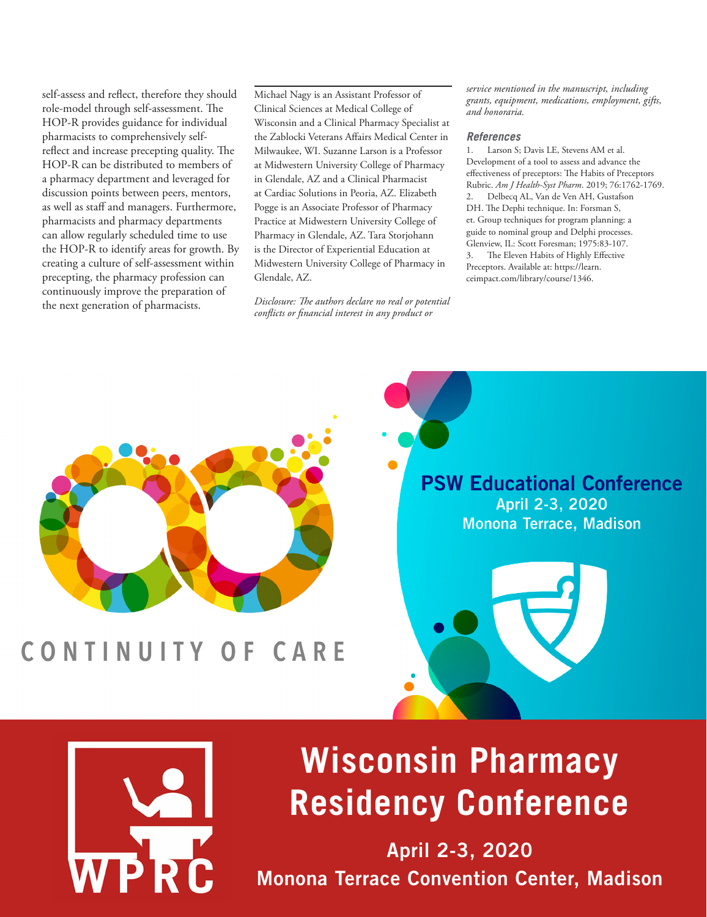self-assess and reflect, therefore they should role-model through self-assessment. The HOP-R provides guidance for individual pharmacists to comprehensively self-reflect and increase precepting quality. The HOP-R can be distributed to members of a pharmacy department and leveraged for discussion points between peers, mentors, as well as staff and managers. Furthermore, pharmacists and pharmacy departments can allow regularly scheduled time to use the HOP-R to identify areas for growth. By creating a culture of self-assessment within precepting, the pharmacy profession can continuously improve the preparation of the next generation of pharmacists.

---

Michael Nagy is an Assistant Professor of Clinical Sciences at Medical College of Wisconsin and a Clinical Pharmacy Specialist at the Zablocki Veterans Affairs Medical Center in Milwaukee, WI. Suzanne Larson is a Professor at Midwestern University College of Pharmacy in Glendale, AZ and a Clinical Pharmacist at Cardiac Solutions in Peoria, AZ. Elizabeth Pogge is an Associate Professor of Pharmacy Practice at Midwestern University College of Pharmacy in Glendale, AZ. Tara Storjohann is the Director of Experiential Education at Midwestern University College of Pharmacy in Glendale, AZ.

*Disclosure: The authors declare no real or potential conflicts or financial interest in any product or service mentioned in the manuscript, including grants, equipment, medications, employment, gifts, and honoraria.*

### References

1. Larson S; Davis LE, Stevens AM et al. Development of a tool to assess and advance the effectiveness of preceptors: The Habits of Preceptors Rubric. *Am J Health-Syst Pharm*. 2019; 76:1762-1769.
2. Delbecq AL, Van de Ven AH, Gustafson DH. The Dephi technique. In: Forsman S, et. Group techniques for program planning: a guide to nominal group and Delphi processes. Glenview, IL: Scott Foresman; 1975:83-107.
3. The Eleven Habits of Highly Effective Preceptors. Available at: https://learn.ceimpact.com/library/course/1346.

CONTINUITY OF CARE

**PSW Educational Conference**
April 2-3, 2020
Monona Terrace, Madison

WPRC

## Wisconsin Pharmacy Residency Conference

**April 2-3, 2020**
**Monona Terrace Convention Center, Madison**